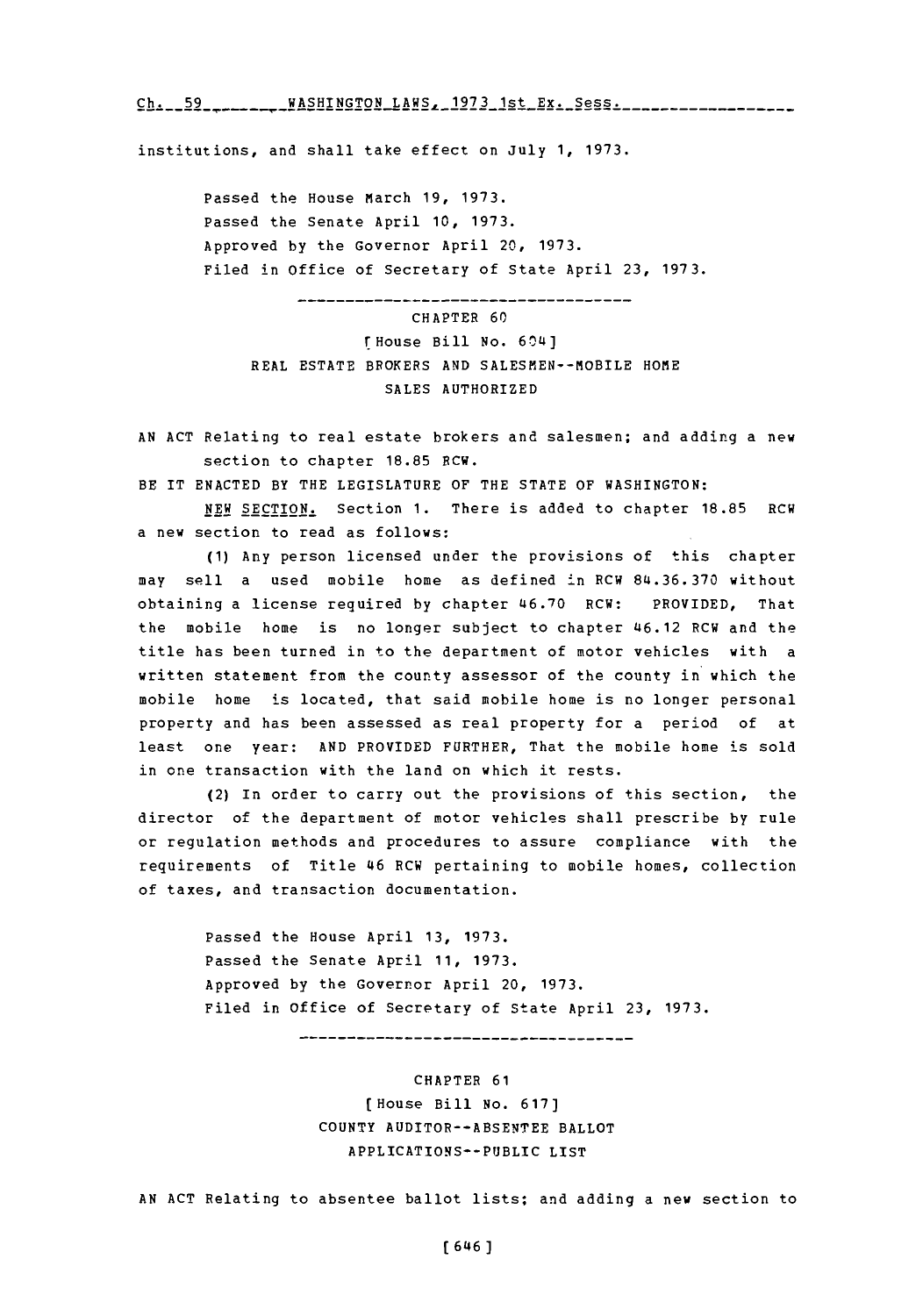institutions, and shall take effect on July 1, 1973.

Passed the House March 19, 1973.
Passed the Senate April 10, 1973.
Approved by the Governor April 20, 1973.
Filed in Office of Secretary of State April 23, 1973.

---

## CHAPTER 60

[House Bill No. 604]

### REAL ESTATE BROKERS AND SALESMEN--MOBILE HOME SALES AUTHORIZED

AN ACT Relating to real estate brokers and salesmen; and adding a new section to chapter 18.85 RCW.

BE IT ENACTED BY THE LEGISLATURE OF THE STATE OF WASHINGTON:

NEW SECTION. Section 1. There is added to chapter 18.85 RCW a new section to read as follows:

(1) Any person licensed under the provisions of this chapter may sell a used mobile home as defined in RCW 84.36.370 without obtaining a license required by chapter 46.70 RCW: PROVIDED, That the mobile home is no longer subject to chapter 46.12 RCW and the title has been turned in to the department of motor vehicles with a written statement from the county assessor of the county in which the mobile home is located, that said mobile home is no longer personal property and has been assessed as real property for a period of at least one year: AND PROVIDED FURTHER, That the mobile home is sold in one transaction with the land on which it rests.

(2) In order to carry out the provisions of this section, the director of the department of motor vehicles shall prescribe by rule or regulation methods and procedures to assure compliance with the requirements of Title 46 RCW pertaining to mobile homes, collection of taxes, and transaction documentation.

Passed the House April 13, 1973.
Passed the Senate April 11, 1973.
Approved by the Governor April 20, 1973.
Filed in Office of Secretary of State April 23, 1973.

---

## CHAPTER 61

[House Bill No. 617]

### COUNTY AUDITOR--ABSENTEE BALLOT APPLICATIONS--PUBLIC LIST

AN ACT Relating to absentee ballot lists; and adding a new section to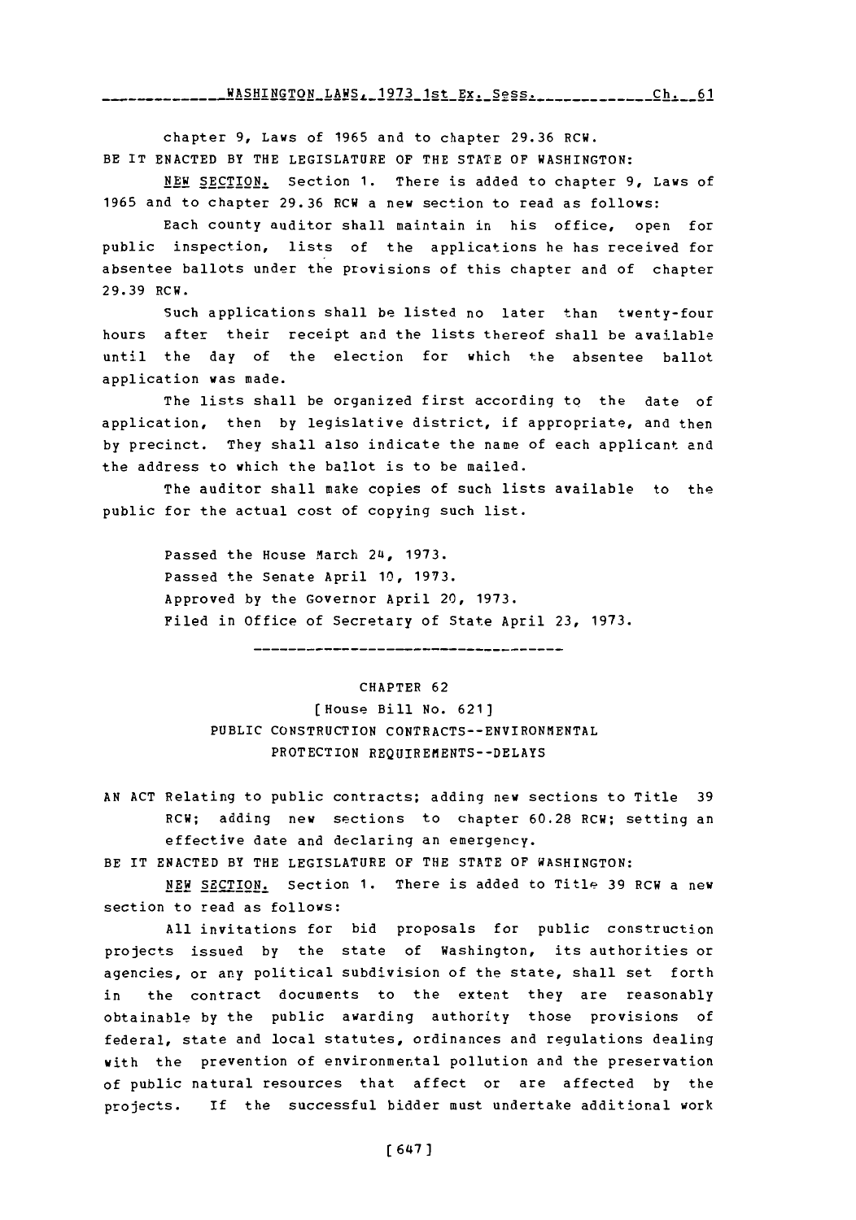chapter 9, Laws of 1965 and to chapter 29.36 RCW.

BE IT ENACTED BY THE LEGISLATURE OF THE STATE OF WASHINGTON:

NEW SECTION. Section 1. There is added to chapter 9, Laws of 1965 and to chapter 29.36 RCW a new section to read as follows:

Each county auditor shall maintain in his office, open for public inspection, lists of the applications he has received for absentee ballots under the provisions of this chapter and of chapter 29.39 RCW.

Such applications shall be listed no later than twenty-four hours after their receipt and the lists thereof shall be available until the day of the election for which the absentee ballot application was made.

The lists shall be organized first according to the date of application, then by legislative district, if appropriate, and then by precinct. They shall also indicate the name of each applicant and the address to which the ballot is to be mailed.

The auditor shall make copies of such lists available to the public for the actual cost of copying such list.

Passed the House March 24, 1973.
Passed the Senate April 10, 1973.
Approved by the Governor April 20, 1973.
Filed in Office of Secretary of State April 23, 1973.

---

## CHAPTER 62

### [House Bill No. 621]

### PUBLIC CONSTRUCTION CONTRACTS--ENVIRONMENTAL PROTECTION REQUIREMENTS--DELAYS

AN ACT Relating to public contracts; adding new sections to Title 39 RCW; adding new sections to chapter 60.28 RCW; setting an effective date and declaring an emergency.

BE IT ENACTED BY THE LEGISLATURE OF THE STATE OF WASHINGTON:

NEW SECTION. Section 1. There is added to Title 39 RCW a new section to read as follows:

All invitations for bid proposals for public construction projects issued by the state of Washington, its authorities or agencies, or any political subdivision of the state, shall set forth in the contract documents to the extent they are reasonably obtainable by the public awarding authority those provisions of federal, state and local statutes, ordinances and regulations dealing with the prevention of environmental pollution and the preservation of public natural resources that affect or are affected by the projects. If the successful bidder must undertake additional work